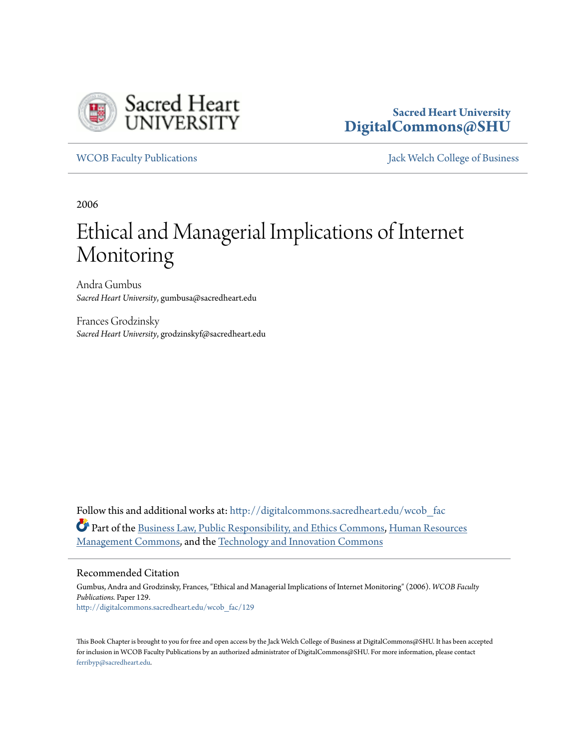Sacred Heart University
**DigitalCommons@SHU**

WCOB Faculty Publications | Jack Welch College of Business

2006

# Ethical and Managerial Implications of Internet Monitoring

Andra Gumbus
*Sacred Heart University*, gumbusa@sacredheart.edu

Frances Grodzinsky
*Sacred Heart University*, grodzinskyf@sacredheart.edu

Follow this and additional works at: http://digitalcommons.sacredheart.edu/wcob_fac

Part of the Business Law, Public Responsibility, and Ethics Commons, Human Resources Management Commons, and the Technology and Innovation Commons

## Recommended Citation

Gumbus, Andra and Grodzinsky, Frances, "Ethical and Managerial Implications of Internet Monitoring" (2006). *WCOB Faculty Publications.* Paper 129.
http://digitalcommons.sacredheart.edu/wcob_fac/129

This Book Chapter is brought to you for free and open access by the Jack Welch College of Business at DigitalCommons@SHU. It has been accepted for inclusion in WCOB Faculty Publications by an authorized administrator of DigitalCommons@SHU. For more information, please contact ferribyp@sacredheart.edu.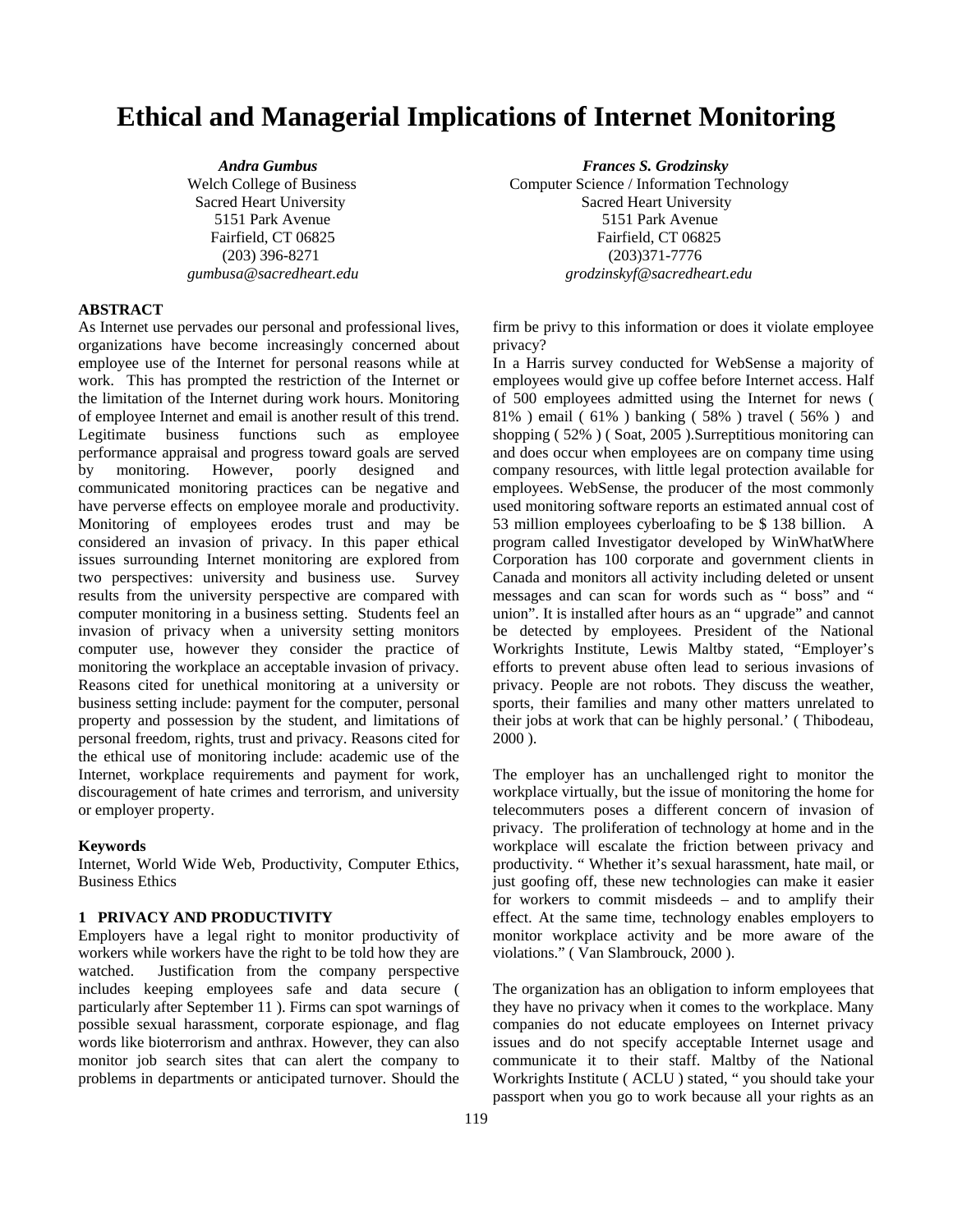# Ethical and Managerial Implications of Internet Monitoring

***Andra Gumbus***
Welch College of Business
Sacred Heart University
5151 Park Avenue
Fairfield, CT 06825
(203) 396-8271
*gumbusa@sacredheart.edu*

***Frances S. Grodzinsky***
Computer Science / Information Technology
Sacred Heart University
5151 Park Avenue
Fairfield, CT 06825
(203)371-7776
*grodzinskyf@sacredheart.edu*

**ABSTRACT**

As Internet use pervades our personal and professional lives, organizations have become increasingly concerned about employee use of the Internet for personal reasons while at work. This has prompted the restriction of the Internet or the limitation of the Internet during work hours. Monitoring of employee Internet and email is another result of this trend. Legitimate business functions such as employee performance appraisal and progress toward goals are served by monitoring. However, poorly designed and communicated monitoring practices can be negative and have perverse effects on employee morale and productivity. Monitoring of employees erodes trust and may be considered an invasion of privacy. In this paper ethical issues surrounding Internet monitoring are explored from two perspectives: university and business use. Survey results from the university perspective are compared with computer monitoring in a business setting. Students feel an invasion of privacy when a university setting monitors computer use, however they consider the practice of monitoring the workplace an acceptable invasion of privacy. Reasons cited for unethical monitoring at a university or business setting include: payment for the computer, personal property and possession by the student, and limitations of personal freedom, rights, trust and privacy. Reasons cited for the ethical use of monitoring include: academic use of the Internet, workplace requirements and payment for work, discouragement of hate crimes and terrorism, and university or employer property.

**Keywords**

Internet, World Wide Web, Productivity, Computer Ethics, Business Ethics

## 1 PRIVACY AND PRODUCTIVITY

Employers have a legal right to monitor productivity of workers while workers have the right to be told how they are watched. Justification from the company perspective includes keeping employees safe and data secure ( particularly after September 11 ). Firms can spot warnings of possible sexual harassment, corporate espionage, and flag words like bioterrorism and anthrax. However, they can also monitor job search sites that can alert the company to problems in departments or anticipated turnover. Should the firm be privy to this information or does it violate employee privacy?

In a Harris survey conducted for WebSense a majority of employees would give up coffee before Internet access. Half of 500 employees admitted using the Internet for news ( 81% ) email ( 61% ) banking ( 58% ) travel ( 56% ) and shopping ( 52% ) ( Soat, 2005 ).Surreptitious monitoring can and does occur when employees are on company time using company resources, with little legal protection available for employees. WebSense, the producer of the most commonly used monitoring software reports an estimated annual cost of 53 million employees cyberloafing to be $ 138 billion. A program called Investigator developed by WinWhatWhere Corporation has 100 corporate and government clients in Canada and monitors all activity including deleted or unsent messages and can scan for words such as " boss" and " union". It is installed after hours as an " upgrade" and cannot be detected by employees. President of the National Workrights Institute, Lewis Maltby stated, "Employer's efforts to prevent abuse often lead to serious invasions of privacy. People are not robots. They discuss the weather, sports, their families and many other matters unrelated to their jobs at work that can be highly personal.' ( Thibodeau, 2000 ).

The employer has an unchallenged right to monitor the workplace virtually, but the issue of monitoring the home for telecommuters poses a different concern of invasion of privacy. The proliferation of technology at home and in the workplace will escalate the friction between privacy and productivity. " Whether it's sexual harassment, hate mail, or just goofing off, these new technologies can make it easier for workers to commit misdeeds – and to amplify their effect. At the same time, technology enables employers to monitor workplace activity and be more aware of the violations." ( Van Slambrouck, 2000 ).

The organization has an obligation to inform employees that they have no privacy when it comes to the workplace. Many companies do not educate employees on Internet privacy issues and do not specify acceptable Internet usage and communicate it to their staff. Maltby of the National Workrights Institute ( ACLU ) stated, " you should take your passport when you go to work because all your rights as an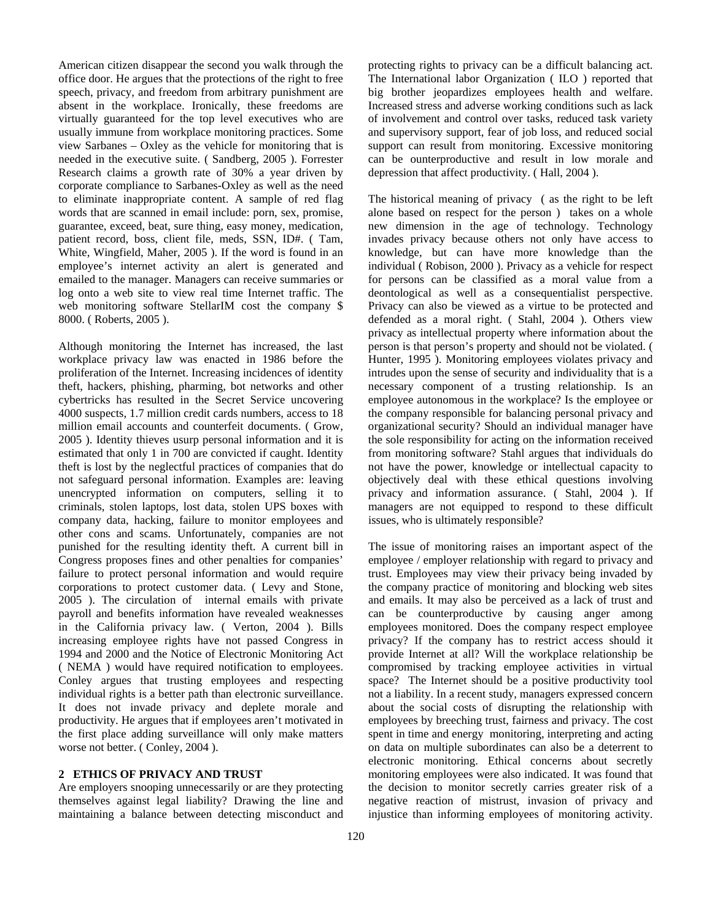American citizen disappear the second you walk through the office door. He argues that the protections of the right to free speech, privacy, and freedom from arbitrary punishment are absent in the workplace. Ironically, these freedoms are virtually guaranteed for the top level executives who are usually immune from workplace monitoring practices. Some view Sarbanes – Oxley as the vehicle for monitoring that is needed in the executive suite. ( Sandberg, 2005 ). Forrester Research claims a growth rate of 30% a year driven by corporate compliance to Sarbanes-Oxley as well as the need to eliminate inappropriate content. A sample of red flag words that are scanned in email include: porn, sex, promise, guarantee, exceed, beat, sure thing, easy money, medication, patient record, boss, client file, meds, SSN, ID#. ( Tam, White, Wingfield, Maher, 2005 ). If the word is found in an employee's internet activity an alert is generated and emailed to the manager. Managers can receive summaries or log onto a web site to view real time Internet traffic. The web monitoring software StellarIM cost the company $ 8000. ( Roberts, 2005 ).

Although monitoring the Internet has increased, the last workplace privacy law was enacted in 1986 before the proliferation of the Internet. Increasing incidences of identity theft, hackers, phishing, pharming, bot networks and other cybertricks has resulted in the Secret Service uncovering 4000 suspects, 1.7 million credit cards numbers, access to 18 million email accounts and counterfeit documents. ( Grow, 2005 ). Identity thieves usurp personal information and it is estimated that only 1 in 700 are convicted if caught. Identity theft is lost by the neglectful practices of companies that do not safeguard personal information. Examples are: leaving unencrypted information on computers, selling it to criminals, stolen laptops, lost data, stolen UPS boxes with company data, hacking, failure to monitor employees and other cons and scams. Unfortunately, companies are not punished for the resulting identity theft. A current bill in Congress proposes fines and other penalties for companies' failure to protect personal information and would require corporations to protect customer data. ( Levy and Stone, 2005 ). The circulation of internal emails with private payroll and benefits information have revealed weaknesses in the California privacy law. ( Verton, 2004 ). Bills increasing employee rights have not passed Congress in 1994 and 2000 and the Notice of Electronic Monitoring Act ( NEMA ) would have required notification to employees. Conley argues that trusting employees and respecting individual rights is a better path than electronic surveillance. It does not invade privacy and deplete morale and productivity. He argues that if employees aren't motivated in the first place adding surveillance will only make matters worse not better. ( Conley, 2004 ).

## 2 ETHICS OF PRIVACY AND TRUST

Are employers snooping unnecessarily or are they protecting themselves against legal liability? Drawing the line and maintaining a balance between detecting misconduct and protecting rights to privacy can be a difficult balancing act. The International labor Organization ( ILO ) reported that big brother jeopardizes employees health and welfare. Increased stress and adverse working conditions such as lack of involvement and control over tasks, reduced task variety and supervisory support, fear of job loss, and reduced social support can result from monitoring. Excessive monitoring can be ounterproductive and result in low morale and depression that affect productivity. ( Hall, 2004 ).

The historical meaning of privacy ( as the right to be left alone based on respect for the person ) takes on a whole new dimension in the age of technology. Technology invades privacy because others not only have access to knowledge, but can have more knowledge than the individual ( Robison, 2000 ). Privacy as a vehicle for respect for persons can be classified as a moral value from a deontological as well as a consequentialist perspective. Privacy can also be viewed as a virtue to be protected and defended as a moral right. ( Stahl, 2004 ). Others view privacy as intellectual property where information about the person is that person's property and should not be violated. ( Hunter, 1995 ). Monitoring employees violates privacy and intrudes upon the sense of security and individuality that is a necessary component of a trusting relationship. Is an employee autonomous in the workplace? Is the employee or the company responsible for balancing personal privacy and organizational security? Should an individual manager have the sole responsibility for acting on the information received from monitoring software? Stahl argues that individuals do not have the power, knowledge or intellectual capacity to objectively deal with these ethical questions involving privacy and information assurance. ( Stahl, 2004 ). If managers are not equipped to respond to these difficult issues, who is ultimately responsible?

The issue of monitoring raises an important aspect of the employee / employer relationship with regard to privacy and trust. Employees may view their privacy being invaded by the company practice of monitoring and blocking web sites and emails. It may also be perceived as a lack of trust and can be counterproductive by causing anger among employees monitored. Does the company respect employee privacy? If the company has to restrict access should it provide Internet at all? Will the workplace relationship be compromised by tracking employee activities in virtual space? The Internet should be a positive productivity tool not a liability. In a recent study, managers expressed concern about the social costs of disrupting the relationship with employees by breeching trust, fairness and privacy. The cost spent in time and energy monitoring, interpreting and acting on data on multiple subordinates can also be a deterrent to electronic monitoring. Ethical concerns about secretly monitoring employees were also indicated. It was found that the decision to monitor secretly carries greater risk of a negative reaction of mistrust, invasion of privacy and injustice than informing employees of monitoring activity.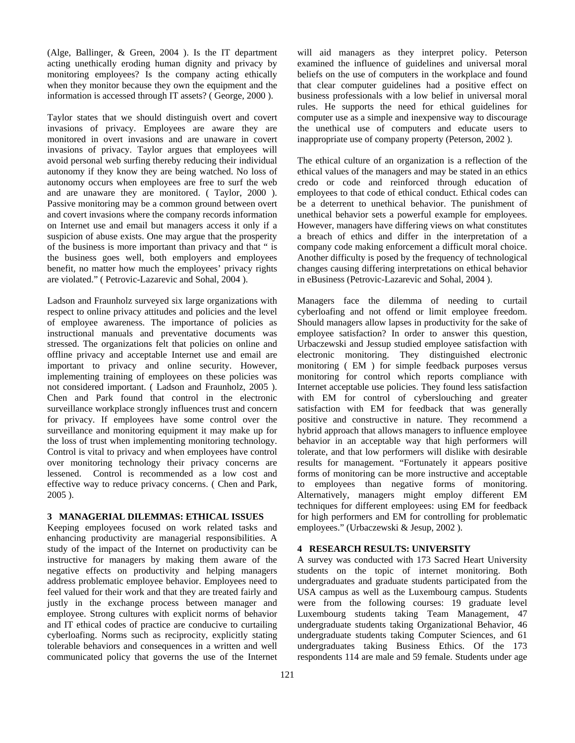(Alge, Ballinger, & Green, 2004 ). Is the IT department acting unethically eroding human dignity and privacy by monitoring employees? Is the company acting ethically when they monitor because they own the equipment and the information is accessed through IT assets? ( George, 2000 ).

Taylor states that we should distinguish overt and covert invasions of privacy. Employees are aware they are monitored in overt invasions and are unaware in covert invasions of privacy. Taylor argues that employees will avoid personal web surfing thereby reducing their individual autonomy if they know they are being watched. No loss of autonomy occurs when employees are free to surf the web and are unaware they are monitored. ( Taylor, 2000 ). Passive monitoring may be a common ground between overt and covert invasions where the company records information on Internet use and email but managers access it only if a suspicion of abuse exists. One may argue that the prosperity of the business is more important than privacy and that " is the business goes well, both employers and employees benefit, no matter how much the employees' privacy rights are violated." ( Petrovic-Lazarevic and Sohal, 2004 ).

Ladson and Fraunholz surveyed six large organizations with respect to online privacy attitudes and policies and the level of employee awareness. The importance of policies as instructional manuals and preventative documents was stressed. The organizations felt that policies on online and offline privacy and acceptable Internet use and email are important to privacy and online security. However, implementing training of employees on these policies was not considered important. ( Ladson and Fraunholz, 2005 ). Chen and Park found that control in the electronic surveillance workplace strongly influences trust and concern for privacy. If employees have some control over the surveillance and monitoring equipment it may make up for the loss of trust when implementing monitoring technology. Control is vital to privacy and when employees have control over monitoring technology their privacy concerns are lessened. Control is recommended as a low cost and effective way to reduce privacy concerns. ( Chen and Park, 2005 ).

## 3 MANAGERIAL DILEMMAS: ETHICAL ISSUES

Keeping employees focused on work related tasks and enhancing productivity are managerial responsibilities. A study of the impact of the Internet on productivity can be instructive for managers by making them aware of the negative effects on productivity and helping managers address problematic employee behavior. Employees need to feel valued for their work and that they are treated fairly and justly in the exchange process between manager and employee. Strong cultures with explicit norms of behavior and IT ethical codes of practice are conducive to curtailing cyberloafing. Norms such as reciprocity, explicitly stating tolerable behaviors and consequences in a written and well communicated policy that governs the use of the Internet will aid managers as they interpret policy. Peterson examined the influence of guidelines and universal moral beliefs on the use of computers in the workplace and found that clear computer guidelines had a positive effect on business professionals with a low belief in universal moral rules. He supports the need for ethical guidelines for computer use as a simple and inexpensive way to discourage the unethical use of computers and educate users to inappropriate use of company property (Peterson, 2002 ).

The ethical culture of an organization is a reflection of the ethical values of the managers and may be stated in an ethics credo or code and reinforced through education of employees to that code of ethical conduct. Ethical codes can be a deterrent to unethical behavior. The punishment of unethical behavior sets a powerful example for employees. However, managers have differing views on what constitutes a breach of ethics and differ in the interpretation of a company code making enforcement a difficult moral choice. Another difficulty is posed by the frequency of technological changes causing differing interpretations on ethical behavior in eBusiness (Petrovic-Lazarevic and Sohal, 2004 ).

Managers face the dilemma of needing to curtail cyberloafing and not offend or limit employee freedom. Should managers allow lapses in productivity for the sake of employee satisfaction? In order to answer this question, Urbaczewski and Jessup studied employee satisfaction with electronic monitoring. They distinguished electronic monitoring ( EM ) for simple feedback purposes versus monitoring for control which reports compliance with Internet acceptable use policies. They found less satisfaction with EM for control of cyberslouching and greater satisfaction with EM for feedback that was generally positive and constructive in nature. They recommend a hybrid approach that allows managers to influence employee behavior in an acceptable way that high performers will tolerate, and that low performers will dislike with desirable results for management. "Fortunately it appears positive forms of monitoring can be more instructive and acceptable to employees than negative forms of monitoring. Alternatively, managers might employ different EM techniques for different employees: using EM for feedback for high performers and EM for controlling for problematic employees." (Urbaczewski & Jesup, 2002 ).

## 4 RESEARCH RESULTS: UNIVERSITY

A survey was conducted with 173 Sacred Heart University students on the topic of internet monitoring. Both undergraduates and graduate students participated from the USA campus as well as the Luxembourg campus. Students were from the following courses: 19 graduate level Luxembourg students taking Team Management, 47 undergraduate students taking Organizational Behavior, 46 undergraduate students taking Computer Sciences, and 61 undergraduates taking Business Ethics. Of the 173 respondents 114 are male and 59 female. Students under age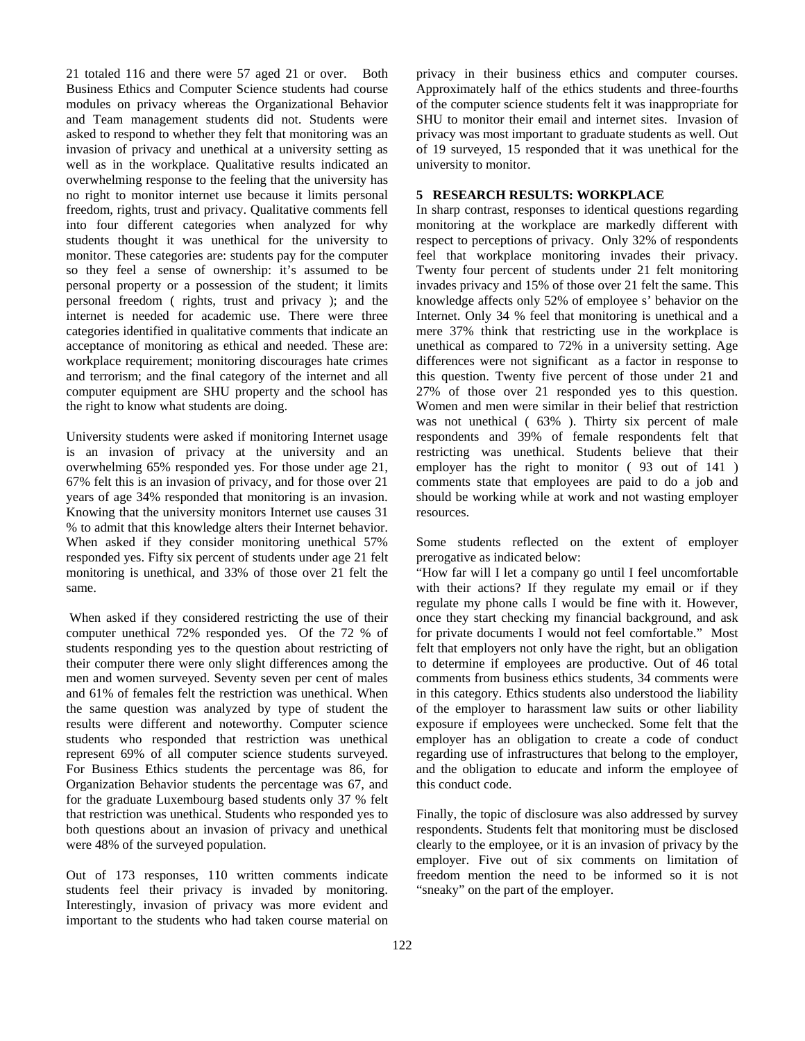21 totaled 116 and there were 57 aged 21 or over. Both Business Ethics and Computer Science students had course modules on privacy whereas the Organizational Behavior and Team management students did not. Students were asked to respond to whether they felt that monitoring was an invasion of privacy and unethical at a university setting as well as in the workplace. Qualitative results indicated an overwhelming response to the feeling that the university has no right to monitor internet use because it limits personal freedom, rights, trust and privacy. Qualitative comments fell into four different categories when analyzed for why students thought it was unethical for the university to monitor. These categories are: students pay for the computer so they feel a sense of ownership: it's assumed to be personal property or a possession of the student; it limits personal freedom ( rights, trust and privacy ); and the internet is needed for academic use. There were three categories identified in qualitative comments that indicate an acceptance of monitoring as ethical and needed. These are: workplace requirement; monitoring discourages hate crimes and terrorism; and the final category of the internet and all computer equipment are SHU property and the school has the right to know what students are doing.

University students were asked if monitoring Internet usage is an invasion of privacy at the university and an overwhelming 65% responded yes. For those under age 21, 67% felt this is an invasion of privacy, and for those over 21 years of age 34% responded that monitoring is an invasion. Knowing that the university monitors Internet use causes 31 % to admit that this knowledge alters their Internet behavior. When asked if they consider monitoring unethical 57% responded yes. Fifty six percent of students under age 21 felt monitoring is unethical, and 33% of those over 21 felt the same.

When asked if they considered restricting the use of their computer unethical 72% responded yes. Of the 72 % of students responding yes to the question about restricting of their computer there were only slight differences among the men and women surveyed. Seventy seven per cent of males and 61% of females felt the restriction was unethical. When the same question was analyzed by type of student the results were different and noteworthy. Computer science students who responded that restriction was unethical represent 69% of all computer science students surveyed. For Business Ethics students the percentage was 86, for Organization Behavior students the percentage was 67, and for the graduate Luxembourg based students only 37 % felt that restriction was unethical. Students who responded yes to both questions about an invasion of privacy and unethical were 48% of the surveyed population.

Out of 173 responses, 110 written comments indicate students feel their privacy is invaded by monitoring. Interestingly, invasion of privacy was more evident and important to the students who had taken course material on privacy in their business ethics and computer courses. Approximately half of the ethics students and three-fourths of the computer science students felt it was inappropriate for SHU to monitor their email and internet sites. Invasion of privacy was most important to graduate students as well. Out of 19 surveyed, 15 responded that it was unethical for the university to monitor.

## 5 RESEARCH RESULTS: WORKPLACE

In sharp contrast, responses to identical questions regarding monitoring at the workplace are markedly different with respect to perceptions of privacy. Only 32% of respondents feel that workplace monitoring invades their privacy. Twenty four percent of students under 21 felt monitoring invades privacy and 15% of those over 21 felt the same. This knowledge affects only 52% of employee s' behavior on the Internet. Only 34 % feel that monitoring is unethical and a mere 37% think that restricting use in the workplace is unethical as compared to 72% in a university setting. Age differences were not significant as a factor in response to this question. Twenty five percent of those under 21 and 27% of those over 21 responded yes to this question. Women and men were similar in their belief that restriction was not unethical ( 63% ). Thirty six percent of male respondents and 39% of female respondents felt that restricting was unethical. Students believe that their employer has the right to monitor ( 93 out of 141 ) comments state that employees are paid to do a job and should be working while at work and not wasting employer resources.

Some students reflected on the extent of employer prerogative as indicated below:

"How far will I let a company go until I feel uncomfortable with their actions? If they regulate my email or if they regulate my phone calls I would be fine with it. However, once they start checking my financial background, and ask for private documents I would not feel comfortable." Most felt that employers not only have the right, but an obligation to determine if employees are productive. Out of 46 total comments from business ethics students, 34 comments were in this category. Ethics students also understood the liability of the employer to harassment law suits or other liability exposure if employees were unchecked. Some felt that the employer has an obligation to create a code of conduct regarding use of infrastructures that belong to the employer, and the obligation to educate and inform the employee of this conduct code.

Finally, the topic of disclosure was also addressed by survey respondents. Students felt that monitoring must be disclosed clearly to the employee, or it is an invasion of privacy by the employer. Five out of six comments on limitation of freedom mention the need to be informed so it is not "sneaky" on the part of the employer.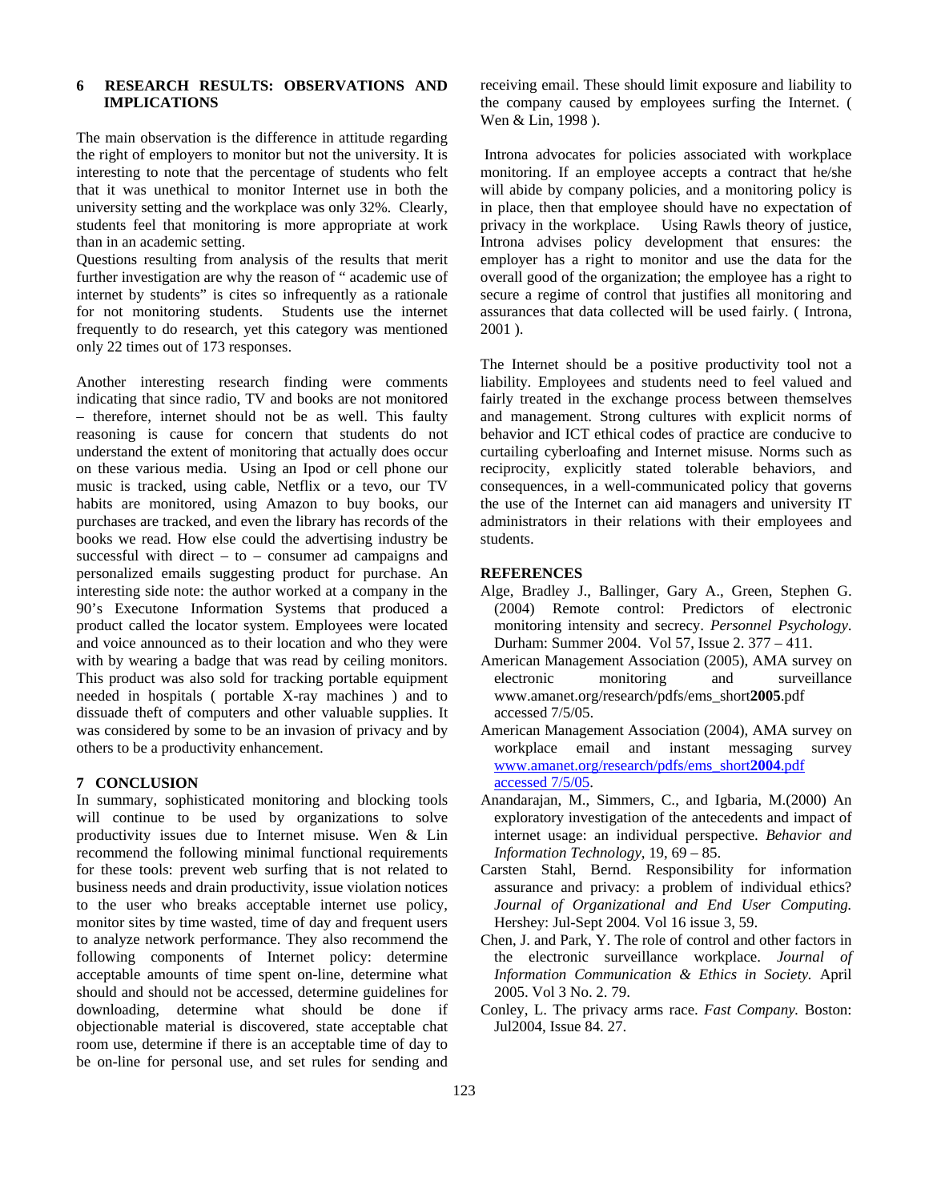## 6 RESEARCH RESULTS: OBSERVATIONS AND IMPLICATIONS

The main observation is the difference in attitude regarding the right of employers to monitor but not the university. It is interesting to note that the percentage of students who felt that it was unethical to monitor Internet use in both the university setting and the workplace was only 32%. Clearly, students feel that monitoring is more appropriate at work than in an academic setting.

Questions resulting from analysis of the results that merit further investigation are why the reason of " academic use of internet by students" is cites so infrequently as a rationale for not monitoring students. Students use the internet frequently to do research, yet this category was mentioned only 22 times out of 173 responses.

Another interesting research finding were comments indicating that since radio, TV and books are not monitored – therefore, internet should not be as well. This faulty reasoning is cause for concern that students do not understand the extent of monitoring that actually does occur on these various media. Using an Ipod or cell phone our music is tracked, using cable, Netflix or a tevo, our TV habits are monitored, using Amazon to buy books, our purchases are tracked, and even the library has records of the books we read. How else could the advertising industry be successful with direct – to – consumer ad campaigns and personalized emails suggesting product for purchase. An interesting side note: the author worked at a company in the 90's Executone Information Systems that produced a product called the locator system. Employees were located and voice announced as to their location and who they were with by wearing a badge that was read by ceiling monitors. This product was also sold for tracking portable equipment needed in hospitals ( portable X-ray machines ) and to dissuade theft of computers and other valuable supplies. It was considered by some to be an invasion of privacy and by others to be a productivity enhancement.

## 7 CONCLUSION

In summary, sophisticated monitoring and blocking tools will continue to be used by organizations to solve productivity issues due to Internet misuse. Wen & Lin recommend the following minimal functional requirements for these tools: prevent web surfing that is not related to business needs and drain productivity, issue violation notices to the user who breaks acceptable internet use policy, monitor sites by time wasted, time of day and frequent users to analyze network performance. They also recommend the following components of Internet policy: determine acceptable amounts of time spent on-line, determine what should and should not be accessed, determine guidelines for downloading, determine what should be done if objectionable material is discovered, state acceptable chat room use, determine if there is an acceptable time of day to be on-line for personal use, and set rules for sending and receiving email. These should limit exposure and liability to the company caused by employees surfing the Internet. ( Wen & Lin, 1998 ).

Introna advocates for policies associated with workplace monitoring. If an employee accepts a contract that he/she will abide by company policies, and a monitoring policy is in place, then that employee should have no expectation of privacy in the workplace. Using Rawls theory of justice, Introna advises policy development that ensures: the employer has a right to monitor and use the data for the overall good of the organization; the employee has a right to secure a regime of control that justifies all monitoring and assurances that data collected will be used fairly. ( Introna, 2001 ).

The Internet should be a positive productivity tool not a liability. Employees and students need to feel valued and fairly treated in the exchange process between themselves and management. Strong cultures with explicit norms of behavior and ICT ethical codes of practice are conducive to curtailing cyberloafing and Internet misuse. Norms such as reciprocity, explicitly stated tolerable behaviors, and consequences, in a well-communicated policy that governs the use of the Internet can aid managers and university IT administrators in their relations with their employees and students.

## REFERENCES

Alge, Bradley J., Ballinger, Gary A., Green, Stephen G. (2004) Remote control: Predictors of electronic monitoring intensity and secrecy. *Personnel Psychology*. Durham: Summer 2004. Vol 57, Issue 2. 377 – 411.

American Management Association (2005), AMA survey on electronic monitoring and surveillance www.amanet.org/research/pdfs/ems_short**2005**.pdf accessed 7/5/05.

American Management Association (2004), AMA survey on workplace email and instant messaging survey www.amanet.org/research/pdfs/ems_short**2004**.pdf accessed 7/5/05.

Anandarajan, M., Simmers, C., and Igbaria, M.(2000) An exploratory investigation of the antecedents and impact of internet usage: an individual perspective. *Behavior and Information Technology*, 19, 69 – 85.

Carsten Stahl, Bernd. Responsibility for information assurance and privacy: a problem of individual ethics? *Journal of Organizational and End User Computing.* Hershey: Jul-Sept 2004. Vol 16 issue 3, 59.

Chen, J. and Park, Y. The role of control and other factors in the electronic surveillance workplace. *Journal of Information Communication & Ethics in Society.* April 2005. Vol 3 No. 2. 79.

Conley, L. The privacy arms race. *Fast Company.* Boston: Jul2004, Issue 84. 27.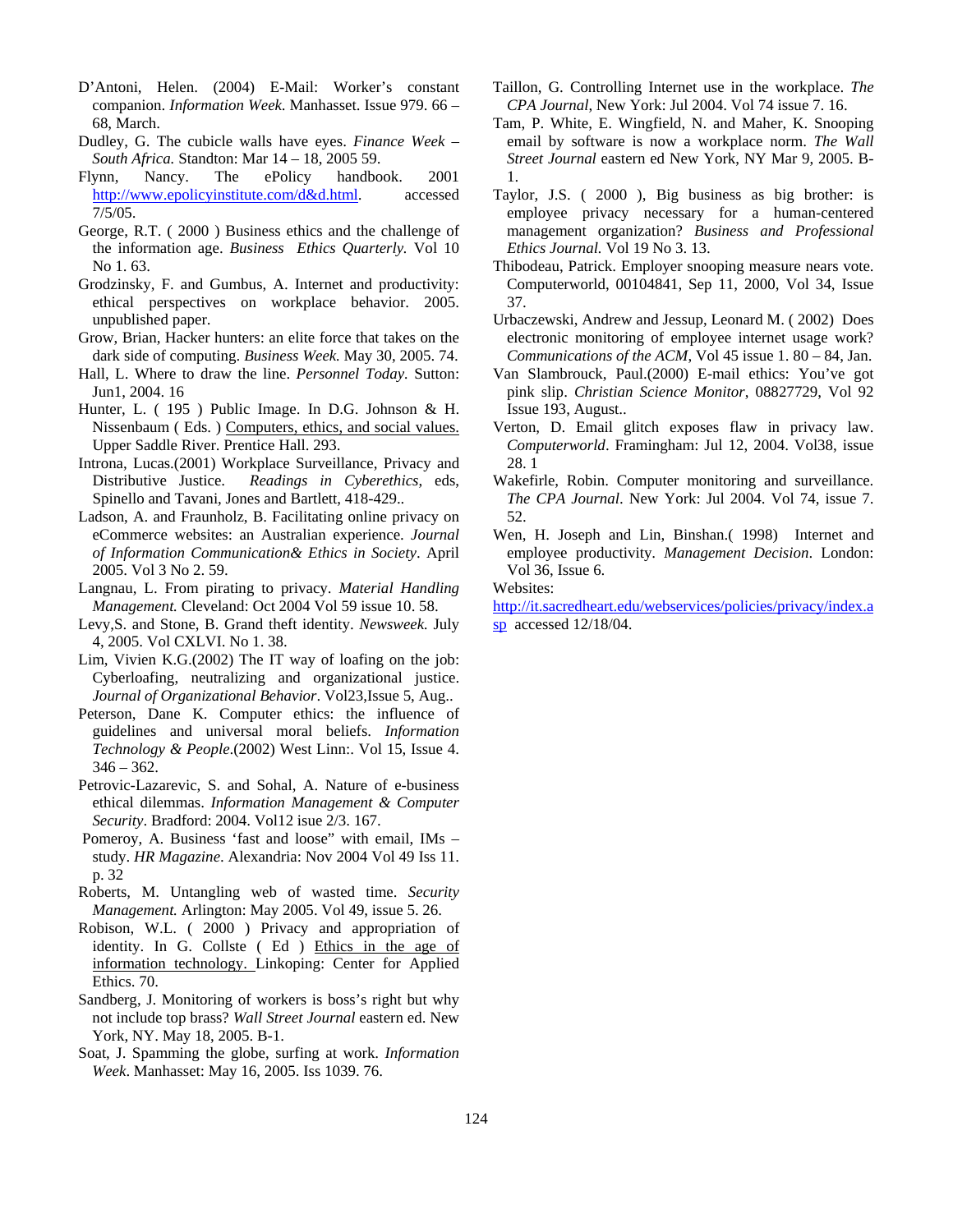D'Antoni, Helen. (2004) E-Mail: Worker's constant companion. *Information Week*. Manhasset. Issue 979. 66 – 68, March.

Dudley, G. The cubicle walls have eyes. *Finance Week – South Africa.* Standton: Mar 14 – 18, 2005 59.

Flynn, Nancy. The ePolicy handbook. 2001 http://www.epolicyinstitute.com/d&d.html. accessed 7/5/05.

George, R.T. ( 2000 ) Business ethics and the challenge of the information age. *Business Ethics Quarterly.* Vol 10 No 1. 63.

Grodzinsky, F. and Gumbus, A. Internet and productivity: ethical perspectives on workplace behavior. 2005. unpublished paper.

Grow, Brian, Hacker hunters: an elite force that takes on the dark side of computing. *Business Week.* May 30, 2005. 74.

Hall, L. Where to draw the line. *Personnel Today.* Sutton: Jun1, 2004. 16

Hunter, L. ( 195 ) Public Image. In D.G. Johnson & H. Nissenbaum ( Eds. ) Computers, ethics, and social values. Upper Saddle River. Prentice Hall. 293.

Introna, Lucas.(2001) Workplace Surveillance, Privacy and Distributive Justice. *Readings in Cyberethics*, eds, Spinello and Tavani, Jones and Bartlett, 418-429..

Ladson, A. and Fraunholz, B. Facilitating online privacy on eCommerce websites: an Australian experience. *Journal of Information Communication& Ethics in Society*. April 2005. Vol 3 No 2. 59.

Langnau, L. From pirating to privacy. *Material Handling Management.* Cleveland: Oct 2004 Vol 59 issue 10. 58.

Levy,S. and Stone, B. Grand theft identity. *Newsweek.* July 4, 2005. Vol CXLVI. No 1. 38.

Lim, Vivien K.G.(2002) The IT way of loafing on the job: Cyberloafing, neutralizing and organizational justice. *Journal of Organizational Behavior*. Vol23,Issue 5, Aug..

Peterson, Dane K. Computer ethics: the influence of guidelines and universal moral beliefs. *Information Technology & People*.(2002) West Linn:. Vol 15, Issue 4. 346 – 362.

Petrovic-Lazarevic, S. and Sohal, A. Nature of e-business ethical dilemmas. *Information Management & Computer Security*. Bradford: 2004. Vol12 issue 2/3. 167.

Pomeroy, A. Business 'fast and loose" with email, IMs – study. *HR Magazine*. Alexandria: Nov 2004 Vol 49 Iss 11. p. 32

Roberts, M. Untangling web of wasted time. *Security Management.* Arlington: May 2005. Vol 49, issue 5. 26.

Robison, W.L. ( 2000 ) Privacy and appropriation of identity. In G. Collste ( Ed ) Ethics in the age of information technology. Linkoping: Center for Applied Ethics. 70.

Sandberg, J. Monitoring of workers is boss's right but why not include top brass? *Wall Street Journal* eastern ed. New York, NY. May 18, 2005. B-1.

Soat, J. Spamming the globe, surfing at work. *Information Week*. Manhasset: May 16, 2005. Iss 1039. 76.

Taillon, G. Controlling Internet use in the workplace. *The CPA Journal*, New York: Jul 2004. Vol 74 issue 7. 16.

Tam, P. White, E. Wingfield, N. and Maher, K. Snooping email by software is now a workplace norm. *The Wall Street Journal* eastern ed New York, NY Mar 9, 2005. B-1.

Taylor, J.S. ( 2000 ), Big business as big brother: is employee privacy necessary for a human-centered management organization? *Business and Professional Ethics Journal.* Vol 19 No 3. 13.

Thibodeau, Patrick. Employer snooping measure nears vote. Computerworld, 00104841, Sep 11, 2000, Vol 34, Issue 37.

Urbaczewski, Andrew and Jessup, Leonard M. ( 2002) Does electronic monitoring of employee internet usage work? *Communications of the ACM*, Vol 45 issue 1. 80 – 84, Jan.

Van Slambrouck, Paul.(2000) E-mail ethics: You've got pink slip. *Christian Science Monitor*, 08827729, Vol 92 Issue 193, August..

Verton, D. Email glitch exposes flaw in privacy law. *Computerworld*. Framingham: Jul 12, 2004. Vol38, issue 28. 1

Wakefirle, Robin. Computer monitoring and surveillance. *The CPA Journal*. New York: Jul 2004. Vol 74, issue 7. 52.

Wen, H. Joseph and Lin, Binshan.( 1998) Internet and employee productivity. *Management Decision*. London: Vol 36, Issue 6.

Websites:

http://it.sacredheart.edu/webservices/policies/privacy/index.asp accessed 12/18/04.